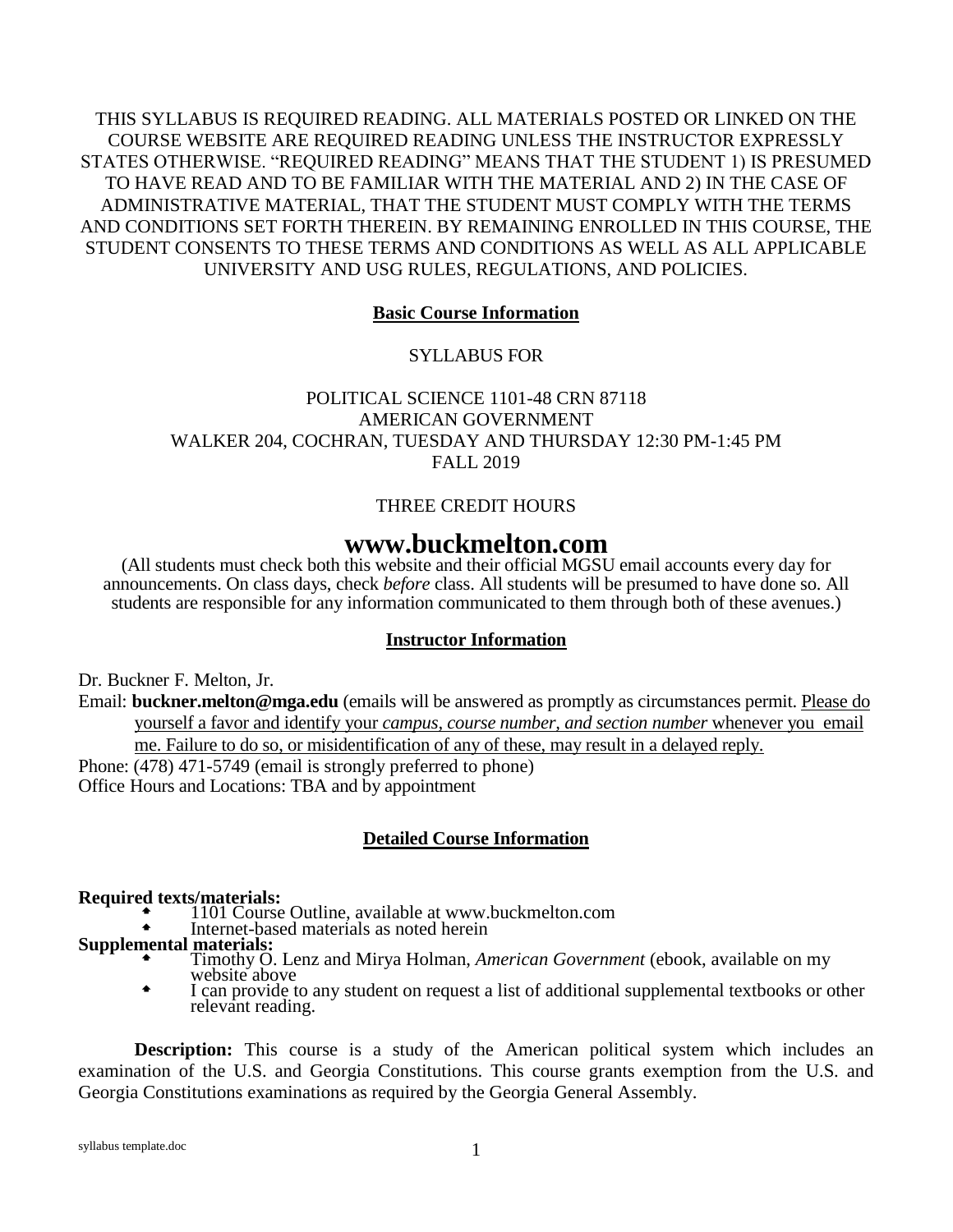THIS SYLLABUS IS REQUIRED READING. ALL MATERIALS POSTED OR LINKED ON THE COURSE WEBSITE ARE REQUIRED READING UNLESS THE INSTRUCTOR EXPRESSLY STATES OTHERWISE. "REQUIRED READING" MEANS THAT THE STUDENT 1) IS PRESUMED TO HAVE READ AND TO BE FAMILIAR WITH THE MATERIAL AND 2) IN THE CASE OF ADMINISTRATIVE MATERIAL, THAT THE STUDENT MUST COMPLY WITH THE TERMS AND CONDITIONS SET FORTH THEREIN. BY REMAINING ENROLLED IN THIS COURSE, THE STUDENT CONSENTS TO THESE TERMS AND CONDITIONS AS WELL AS ALL APPLICABLE UNIVERSITY AND USG RULES, REGULATIONS, AND POLICIES.

## Basic Course Information

SYLLABUS FOR

POLITICAL SCIENCE 1101-48 CRN 87118
AMERICAN GOVERNMENT
WALKER 204, COCHRAN, TUESDAY AND THURSDAY 12:30 PM-1:45 PM
FALL 2019

THREE CREDIT HOURS

# www.buckmelton.com

(All students must check both this website and their official MGSU email accounts every day for announcements. On class days, check *before* class. All students will be presumed to have done so. All students are responsible for any information communicated to them through both of these avenues.)

## Instructor Information

Dr. Buckner F. Melton, Jr.

Email: **buckner.melton@mga.edu** (emails will be answered as promptly as circumstances permit. Please do yourself a favor and identify your *campus, course number, and section number* whenever you email me. Failure to do so, or misidentification of any of these, may result in a delayed reply.

Phone: (478) 471-5749 (email is strongly preferred to phone)

Office Hours and Locations: TBA and by appointment

## Detailed Course Information

**Required texts/materials:**

- 1101 Course Outline, available at www.buckmelton.com
- Internet-based materials as noted herein

**Supplemental materials:**

- Timothy O. Lenz and Mirya Holman, *American Government* (ebook, available on my website above
- I can provide to any student on request a list of additional supplemental textbooks or other relevant reading.

**Description:** This course is a study of the American political system which includes an examination of the U.S. and Georgia Constitutions. This course grants exemption from the U.S. and Georgia Constitutions examinations as required by the Georgia General Assembly.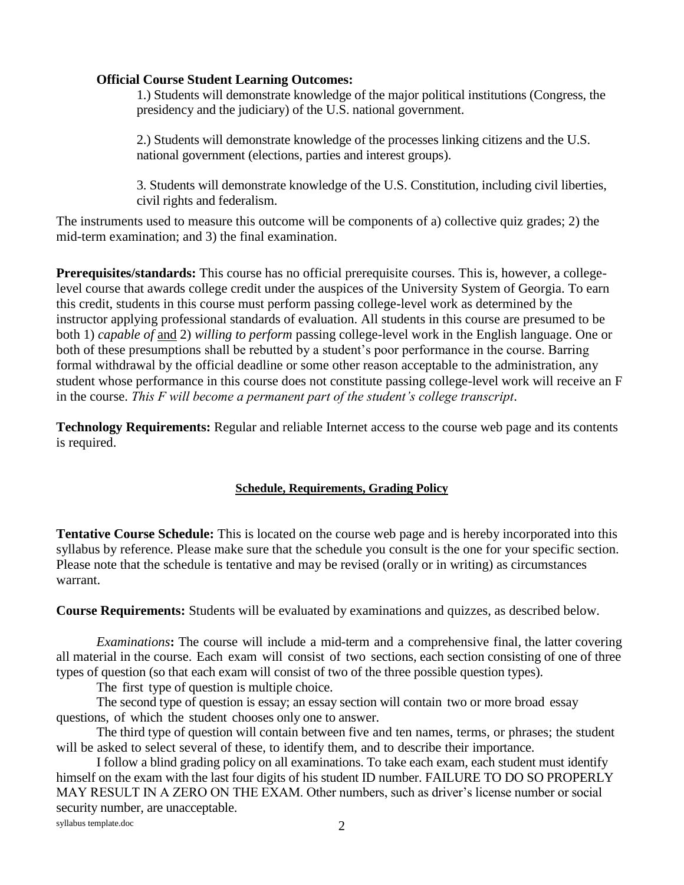**Official Course Student Learning Outcomes:**

1.) Students will demonstrate knowledge of the major political institutions (Congress, the presidency and the judiciary) of the U.S. national government.

2.) Students will demonstrate knowledge of the processes linking citizens and the U.S. national government (elections, parties and interest groups).

3. Students will demonstrate knowledge of the U.S. Constitution, including civil liberties, civil rights and federalism.

The instruments used to measure this outcome will be components of a) collective quiz grades; 2) the mid-term examination; and 3) the final examination.

**Prerequisites/standards:** This course has no official prerequisite courses. This is, however, a college-level course that awards college credit under the auspices of the University System of Georgia. To earn this credit, students in this course must perform passing college-level work as determined by the instructor applying professional standards of evaluation. All students in this course are presumed to be both 1) *capable of* and 2) *willing to perform* passing college-level work in the English language. One or both of these presumptions shall be rebutted by a student's poor performance in the course. Barring formal withdrawal by the official deadline or some other reason acceptable to the administration, any student whose performance in this course does not constitute passing college-level work will receive an F in the course. *This F will become a permanent part of the student's college transcript*.

**Technology Requirements:** Regular and reliable Internet access to the course web page and its contents is required.

## Schedule, Requirements, Grading Policy

**Tentative Course Schedule:** This is located on the course web page and is hereby incorporated into this syllabus by reference. Please make sure that the schedule you consult is the one for your specific section. Please note that the schedule is tentative and may be revised (orally or in writing) as circumstances warrant.

**Course Requirements:** Students will be evaluated by examinations and quizzes, as described below.

*Examinations***:** The course will include a mid-term and a comprehensive final, the latter covering all material in the course. Each exam will consist of two sections, each section consisting of one of three types of question (so that each exam will consist of two of the three possible question types).

The first type of question is multiple choice.

The second type of question is essay; an essay section will contain two or more broad essay questions, of which the student chooses only one to answer.

The third type of question will contain between five and ten names, terms, or phrases; the student will be asked to select several of these, to identify them, and to describe their importance.

I follow a blind grading policy on all examinations. To take each exam, each student must identify himself on the exam with the last four digits of his student ID number. FAILURE TO DO SO PROPERLY MAY RESULT IN A ZERO ON THE EXAM. Other numbers, such as driver's license number or social security number, are unacceptable.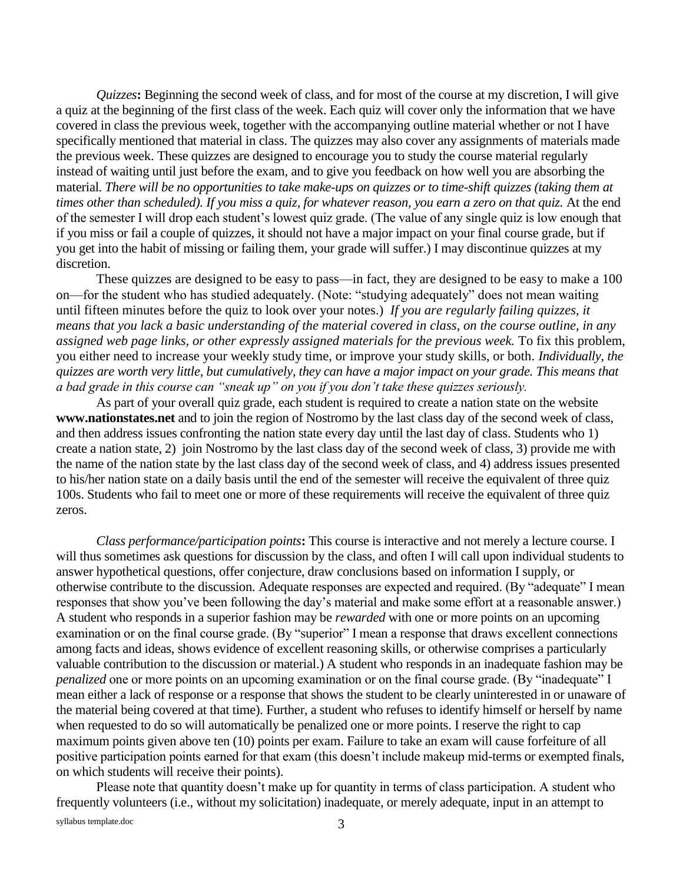*Quizzes***:** Beginning the second week of class, and for most of the course at my discretion, I will give a quiz at the beginning of the first class of the week. Each quiz will cover only the information that we have covered in class the previous week, together with the accompanying outline material whether or not I have specifically mentioned that material in class. The quizzes may also cover any assignments of materials made the previous week. These quizzes are designed to encourage you to study the course material regularly instead of waiting until just before the exam, and to give you feedback on how well you are absorbing the material. *There will be no opportunities to take make-ups on quizzes or to time-shift quizzes (taking them at times other than scheduled). If you miss a quiz, for whatever reason, you earn a zero on that quiz.* At the end of the semester I will drop each student's lowest quiz grade. (The value of any single quiz is low enough that if you miss or fail a couple of quizzes, it should not have a major impact on your final course grade, but if you get into the habit of missing or failing them, your grade will suffer.) I may discontinue quizzes at my discretion.

These quizzes are designed to be easy to pass—in fact, they are designed to be easy to make a 100 on—for the student who has studied adequately. (Note: "studying adequately" does not mean waiting until fifteen minutes before the quiz to look over your notes.) *If you are regularly failing quizzes, it means that you lack a basic understanding of the material covered in class, on the course outline, in any assigned web page links, or other expressly assigned materials for the previous week.* To fix this problem, you either need to increase your weekly study time, or improve your study skills, or both. *Individually, the quizzes are worth very little, but cumulatively, they can have a major impact on your grade. This means that a bad grade in this course can "sneak up" on you if you don't take these quizzes seriously.*

As part of your overall quiz grade, each student is required to create a nation state on the website **www.nationstates.net** and to join the region of Nostromo by the last class day of the second week of class, and then address issues confronting the nation state every day until the last day of class. Students who 1) create a nation state, 2) join Nostromo by the last class day of the second week of class, 3) provide me with the name of the nation state by the last class day of the second week of class, and 4) address issues presented to his/her nation state on a daily basis until the end of the semester will receive the equivalent of three quiz 100s. Students who fail to meet one or more of these requirements will receive the equivalent of three quiz zeros.

*Class performance/participation points***:** This course is interactive and not merely a lecture course. I will thus sometimes ask questions for discussion by the class, and often I will call upon individual students to answer hypothetical questions, offer conjecture, draw conclusions based on information I supply, or otherwise contribute to the discussion. Adequate responses are expected and required. (By "adequate" I mean responses that show you've been following the day's material and make some effort at a reasonable answer.) A student who responds in a superior fashion may be *rewarded* with one or more points on an upcoming examination or on the final course grade. (By "superior" I mean a response that draws excellent connections among facts and ideas, shows evidence of excellent reasoning skills, or otherwise comprises a particularly valuable contribution to the discussion or material.) A student who responds in an inadequate fashion may be *penalized* one or more points on an upcoming examination or on the final course grade. (By "inadequate" I mean either a lack of response or a response that shows the student to be clearly uninterested in or unaware of the material being covered at that time). Further, a student who refuses to identify himself or herself by name when requested to do so will automatically be penalized one or more points. I reserve the right to cap maximum points given above ten (10) points per exam. Failure to take an exam will cause forfeiture of all positive participation points earned for that exam (this doesn't include makeup mid-terms or exempted finals, on which students will receive their points).

Please note that quantity doesn't make up for quantity in terms of class participation. A student who frequently volunteers (i.e., without my solicitation) inadequate, or merely adequate, input in an attempt to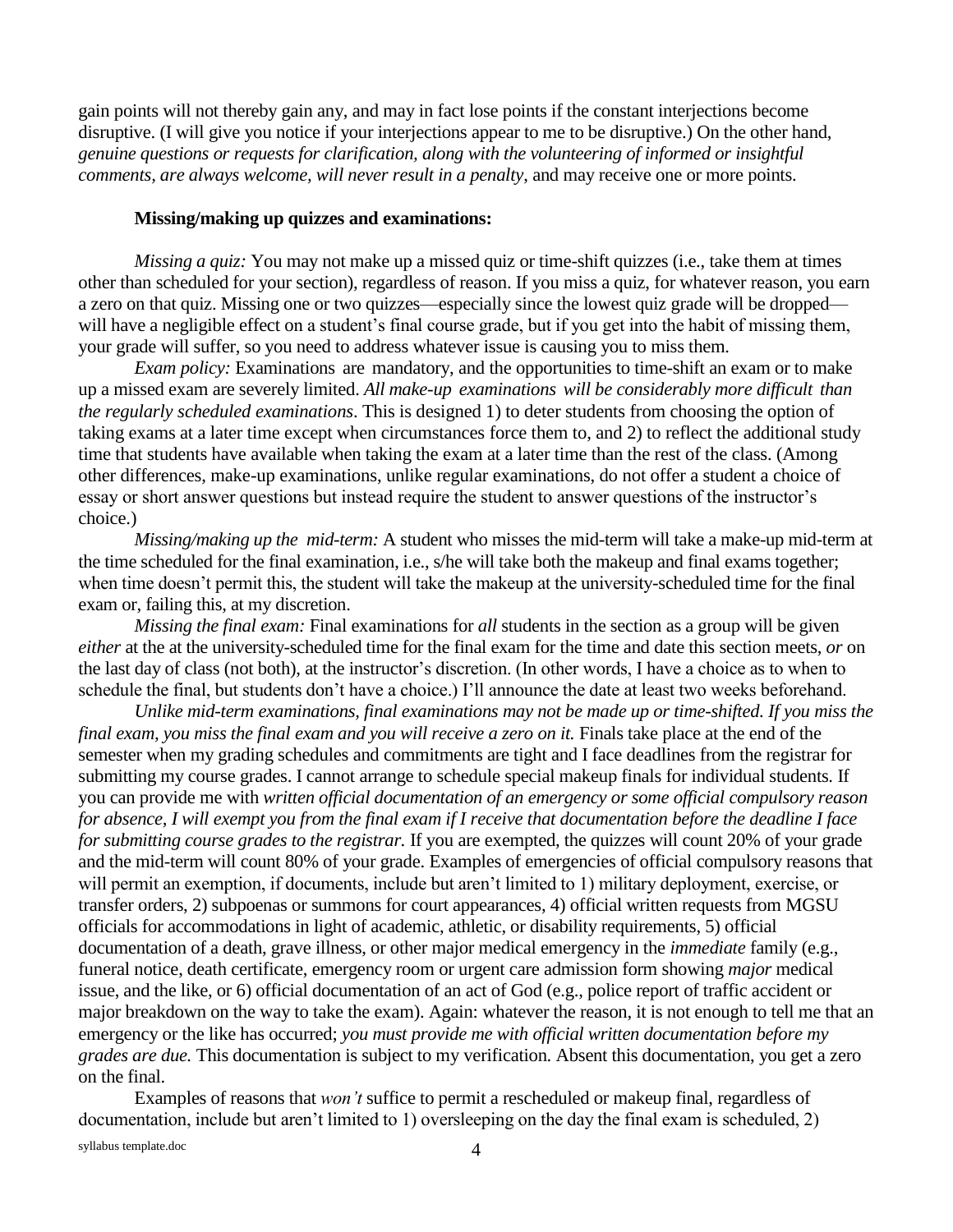gain points will not thereby gain any, and may in fact lose points if the constant interjections become disruptive. (I will give you notice if your interjections appear to me to be disruptive.) On the other hand, *genuine questions or requests for clarification, along with the volunteering of informed or insightful comments, are always welcome, will never result in a penalty*, and may receive one or more points.

**Missing/making up quizzes and examinations:**

*Missing a quiz:* You may not make up a missed quiz or time-shift quizzes (i.e., take them at times other than scheduled for your section), regardless of reason. If you miss a quiz, for whatever reason, you earn a zero on that quiz. Missing one or two quizzes—especially since the lowest quiz grade will be dropped—will have a negligible effect on a student's final course grade, but if you get into the habit of missing them, your grade will suffer, so you need to address whatever issue is causing you to miss them.

*Exam policy:* Examinations are mandatory, and the opportunities to time-shift an exam or to make up a missed exam are severely limited. *All make-up examinations will be considerably more difficult than the regularly scheduled examinations*. This is designed 1) to deter students from choosing the option of taking exams at a later time except when circumstances force them to, and 2) to reflect the additional study time that students have available when taking the exam at a later time than the rest of the class. (Among other differences, make-up examinations, unlike regular examinations, do not offer a student a choice of essay or short answer questions but instead require the student to answer questions of the instructor's choice.)

*Missing/making up the mid-term:* A student who misses the mid-term will take a make-up mid-term at the time scheduled for the final examination, i.e., s/he will take both the makeup and final exams together; when time doesn't permit this, the student will take the makeup at the university-scheduled time for the final exam or, failing this, at my discretion.

*Missing the final exam:* Final examinations for *all* students in the section as a group will be given *either* at the at the university-scheduled time for the final exam for the time and date this section meets, *or* on the last day of class (not both), at the instructor's discretion. (In other words, I have a choice as to when to schedule the final, but students don't have a choice.) I'll announce the date at least two weeks beforehand.

*Unlike mid-term examinations, final examinations may not be made up or time-shifted. If you miss the final exam, you miss the final exam and you will receive a zero on it.* Finals take place at the end of the semester when my grading schedules and commitments are tight and I face deadlines from the registrar for submitting my course grades. I cannot arrange to schedule special makeup finals for individual students. If you can provide me with *written official documentation of an emergency or some official compulsory reason for absence, I will exempt you from the final exam if I receive that documentation before the deadline I face for submitting course grades to the registrar.* If you are exempted, the quizzes will count 20% of your grade and the mid-term will count 80% of your grade. Examples of emergencies of official compulsory reasons that will permit an exemption, if documents, include but aren't limited to 1) military deployment, exercise, or transfer orders, 2) subpoenas or summons for court appearances, 4) official written requests from MGSU officials for accommodations in light of academic, athletic, or disability requirements, 5) official documentation of a death, grave illness, or other major medical emergency in the *immediate* family (e.g., funeral notice, death certificate, emergency room or urgent care admission form showing *major* medical issue, and the like, or 6) official documentation of an act of God (e.g., police report of traffic accident or major breakdown on the way to take the exam). Again: whatever the reason, it is not enough to tell me that an emergency or the like has occurred; *you must provide me with official written documentation before my grades are due.* This documentation is subject to my verification. Absent this documentation, you get a zero on the final.

Examples of reasons that *won't* suffice to permit a rescheduled or makeup final, regardless of documentation, include but aren't limited to 1) oversleeping on the day the final exam is scheduled, 2)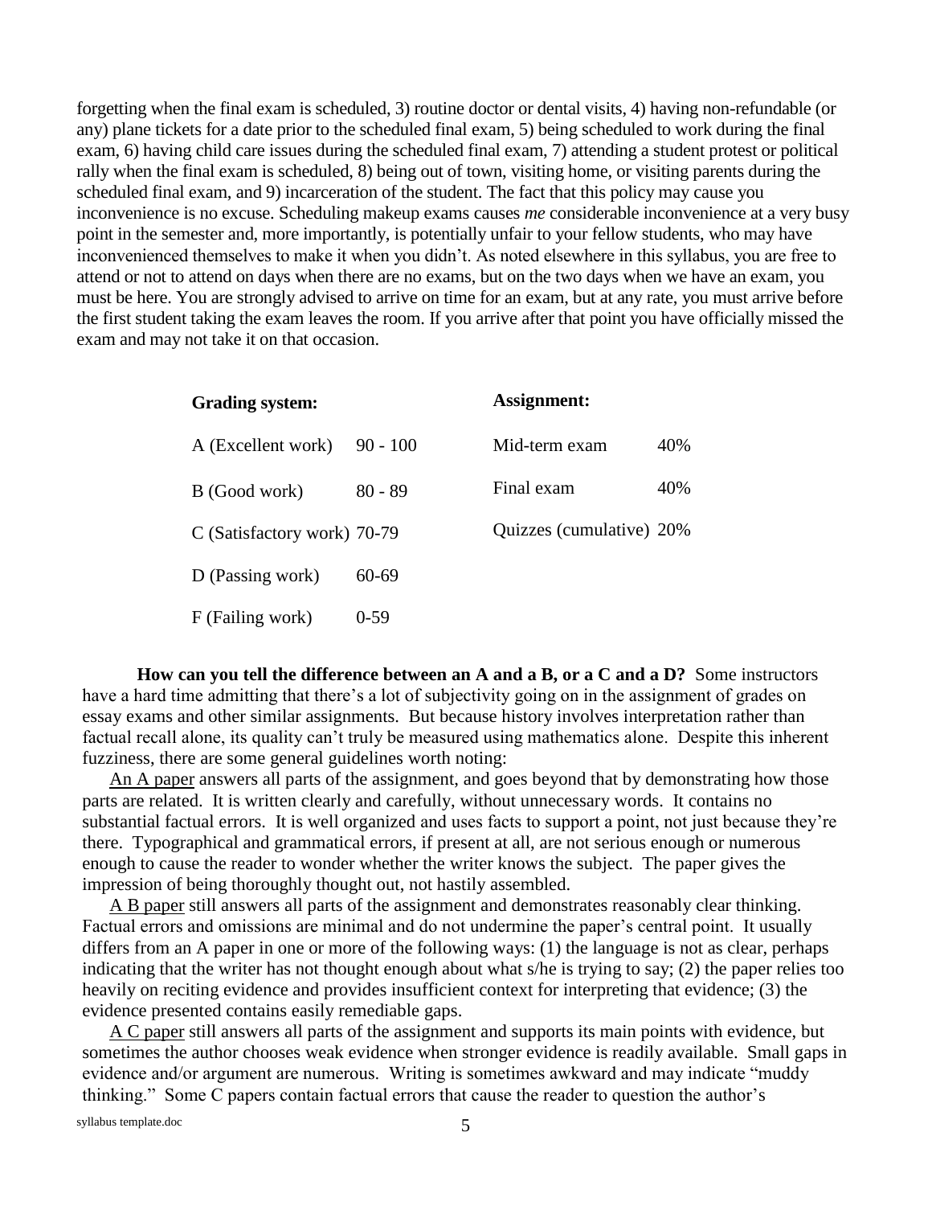forgetting when the final exam is scheduled, 3) routine doctor or dental visits, 4) having non-refundable (or any) plane tickets for a date prior to the scheduled final exam, 5) being scheduled to work during the final exam, 6) having child care issues during the scheduled final exam, 7) attending a student protest or political rally when the final exam is scheduled, 8) being out of town, visiting home, or visiting parents during the scheduled final exam, and 9) incarceration of the student. The fact that this policy may cause you inconvenience is no excuse. Scheduling makeup exams causes *me* considerable inconvenience at a very busy point in the semester and, more importantly, is potentially unfair to your fellow students, who may have inconvenienced themselves to make it when you didn't. As noted elsewhere in this syllabus, you are free to attend or not to attend on days when there are no exams, but on the two days when we have an exam, you must be here. You are strongly advised to arrive on time for an exam, but at any rate, you must arrive before the first student taking the exam leaves the room. If you arrive after that point you have officially missed the exam and may not take it on that occasion.

| **Grading system:** | | **Assignment:** | |
|---|---|---|---|
| A (Excellent work) | 90 - 100 | Mid-term exam | 40% |
| B (Good work) | 80 - 89 | Final exam | 40% |
| C (Satisfactory work) | 70-79 | Quizzes (cumulative) | 20% |
| D (Passing work) | 60-69 | | |
| F (Failing work) | 0-59 | | |

**How can you tell the difference between an A and a B, or a C and a D?** Some instructors have a hard time admitting that there's a lot of subjectivity going on in the assignment of grades on essay exams and other similar assignments. But because history involves interpretation rather than factual recall alone, its quality can't truly be measured using mathematics alone. Despite this inherent fuzziness, there are some general guidelines worth noting:

<u>An A paper</u> answers all parts of the assignment, and goes beyond that by demonstrating how those parts are related. It is written clearly and carefully, without unnecessary words. It contains no substantial factual errors. It is well organized and uses facts to support a point, not just because they're there. Typographical and grammatical errors, if present at all, are not serious enough or numerous enough to cause the reader to wonder whether the writer knows the subject. The paper gives the impression of being thoroughly thought out, not hastily assembled.

<u>A B paper</u> still answers all parts of the assignment and demonstrates reasonably clear thinking. Factual errors and omissions are minimal and do not undermine the paper's central point. It usually differs from an A paper in one or more of the following ways: (1) the language is not as clear, perhaps indicating that the writer has not thought enough about what s/he is trying to say; (2) the paper relies too heavily on reciting evidence and provides insufficient context for interpreting that evidence; (3) the evidence presented contains easily remediable gaps.

<u>A C paper</u> still answers all parts of the assignment and supports its main points with evidence, but sometimes the author chooses weak evidence when stronger evidence is readily available. Small gaps in evidence and/or argument are numerous. Writing is sometimes awkward and may indicate "muddy thinking." Some C papers contain factual errors that cause the reader to question the author's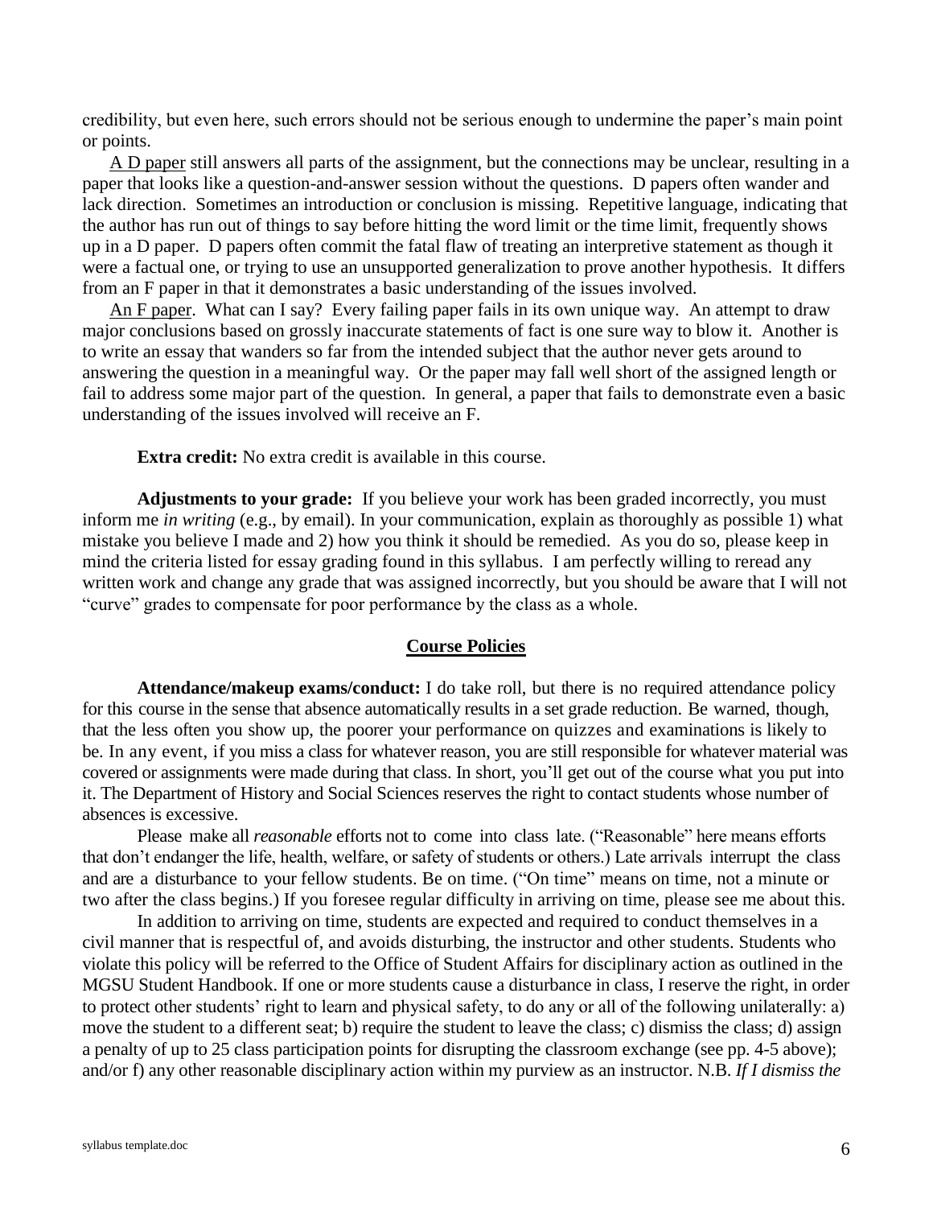credibility, but even here, such errors should not be serious enough to undermine the paper's main point or points.

A D paper still answers all parts of the assignment, but the connections may be unclear, resulting in a paper that looks like a question-and-answer session without the questions. D papers often wander and lack direction. Sometimes an introduction or conclusion is missing. Repetitive language, indicating that the author has run out of things to say before hitting the word limit or the time limit, frequently shows up in a D paper. D papers often commit the fatal flaw of treating an interpretive statement as though it were a factual one, or trying to use an unsupported generalization to prove another hypothesis. It differs from an F paper in that it demonstrates a basic understanding of the issues involved.

An F paper. What can I say? Every failing paper fails in its own unique way. An attempt to draw major conclusions based on grossly inaccurate statements of fact is one sure way to blow it. Another is to write an essay that wanders so far from the intended subject that the author never gets around to answering the question in a meaningful way. Or the paper may fall well short of the assigned length or fail to address some major part of the question. In general, a paper that fails to demonstrate even a basic understanding of the issues involved will receive an F.

**Extra credit:** No extra credit is available in this course.

**Adjustments to your grade:** If you believe your work has been graded incorrectly, you must inform me *in writing* (e.g., by email). In your communication, explain as thoroughly as possible 1) what mistake you believe I made and 2) how you think it should be remedied. As you do so, please keep in mind the criteria listed for essay grading found in this syllabus. I am perfectly willing to reread any written work and change any grade that was assigned incorrectly, but you should be aware that I will not "curve" grades to compensate for poor performance by the class as a whole.

## Course Policies

**Attendance/makeup exams/conduct:** I do take roll, but there is no required attendance policy for this course in the sense that absence automatically results in a set grade reduction. Be warned, though, that the less often you show up, the poorer your performance on quizzes and examinations is likely to be. In any event, if you miss a class for whatever reason, you are still responsible for whatever material was covered or assignments were made during that class. In short, you'll get out of the course what you put into it. The Department of History and Social Sciences reserves the right to contact students whose number of absences is excessive.

Please make all *reasonable* efforts not to come into class late. ("Reasonable" here means efforts that don't endanger the life, health, welfare, or safety of students or others.) Late arrivals interrupt the class and are a disturbance to your fellow students. Be on time. ("On time" means on time, not a minute or two after the class begins.) If you foresee regular difficulty in arriving on time, please see me about this.

In addition to arriving on time, students are expected and required to conduct themselves in a civil manner that is respectful of, and avoids disturbing, the instructor and other students. Students who violate this policy will be referred to the Office of Student Affairs for disciplinary action as outlined in the MGSU Student Handbook. If one or more students cause a disturbance in class, I reserve the right, in order to protect other students' right to learn and physical safety, to do any or all of the following unilaterally: a) move the student to a different seat; b) require the student to leave the class; c) dismiss the class; d) assign a penalty of up to 25 class participation points for disrupting the classroom exchange (see pp. 4-5 above); and/or f) any other reasonable disciplinary action within my purview as an instructor. N.B. *If I dismiss the*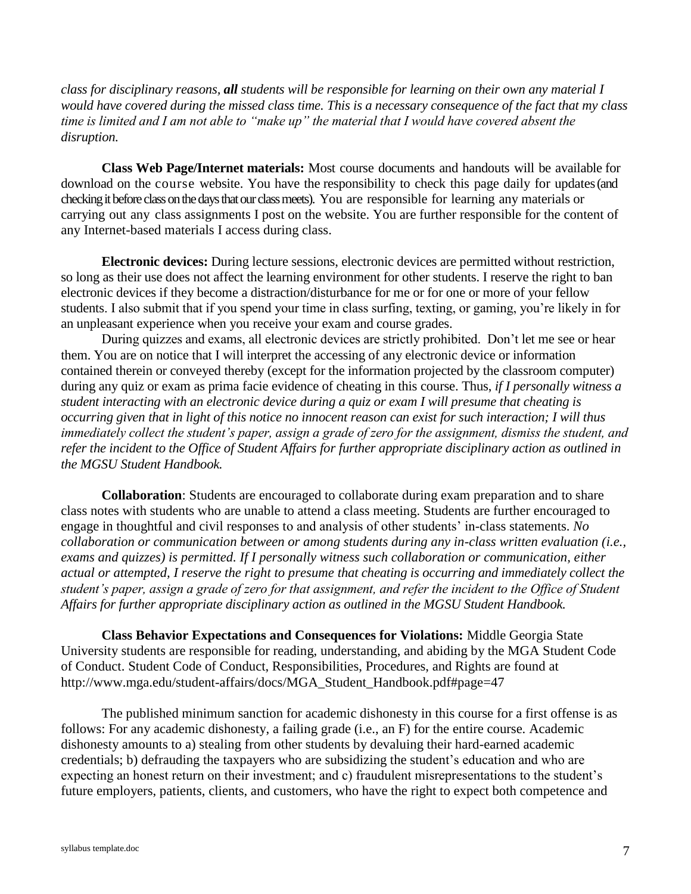*class for disciplinary reasons, **all** students will be responsible for learning on their own any material I would have covered during the missed class time. This is a necessary consequence of the fact that my class time is limited and I am not able to "make up" the material that I would have covered absent the disruption.*

**Class Web Page/Internet materials:** Most course documents and handouts will be available for download on the course website. You have the responsibility to check this page daily for updates (and checking it before class on the days that our class meets). You are responsible for learning any materials or carrying out any class assignments I post on the website. You are further responsible for the content of any Internet-based materials I access during class.

**Electronic devices:** During lecture sessions, electronic devices are permitted without restriction, so long as their use does not affect the learning environment for other students. I reserve the right to ban electronic devices if they become a distraction/disturbance for me or for one or more of your fellow students. I also submit that if you spend your time in class surfing, texting, or gaming, you're likely in for an unpleasant experience when you receive your exam and course grades.

During quizzes and exams, all electronic devices are strictly prohibited. Don't let me see or hear them. You are on notice that I will interpret the accessing of any electronic device or information contained therein or conveyed thereby (except for the information projected by the classroom computer) during any quiz or exam as prima facie evidence of cheating in this course. Thus, *if I personally witness a student interacting with an electronic device during a quiz or exam I will presume that cheating is occurring given that in light of this notice no innocent reason can exist for such interaction; I will thus immediately collect the student's paper, assign a grade of zero for the assignment, dismiss the student, and refer the incident to the Office of Student Affairs for further appropriate disciplinary action as outlined in the MGSU Student Handbook.*

**Collaboration**: Students are encouraged to collaborate during exam preparation and to share class notes with students who are unable to attend a class meeting. Students are further encouraged to engage in thoughtful and civil responses to and analysis of other students' in-class statements. *No collaboration or communication between or among students during any in-class written evaluation (i.e., exams and quizzes) is permitted. If I personally witness such collaboration or communication, either actual or attempted, I reserve the right to presume that cheating is occurring and immediately collect the student's paper, assign a grade of zero for that assignment, and refer the incident to the Office of Student Affairs for further appropriate disciplinary action as outlined in the MGSU Student Handbook.*

**Class Behavior Expectations and Consequences for Violations:** Middle Georgia State University students are responsible for reading, understanding, and abiding by the MGA Student Code of Conduct. Student Code of Conduct, Responsibilities, Procedures, and Rights are found at http://www.mga.edu/student-affairs/docs/MGA_Student_Handbook.pdf#page=47

The published minimum sanction for academic dishonesty in this course for a first offense is as follows: For any academic dishonesty, a failing grade (i.e., an F) for the entire course. Academic dishonesty amounts to a) stealing from other students by devaluing their hard-earned academic credentials; b) defrauding the taxpayers who are subsidizing the student's education and who are expecting an honest return on their investment; and c) fraudulent misrepresentations to the student's future employers, patients, clients, and customers, who have the right to expect both competence and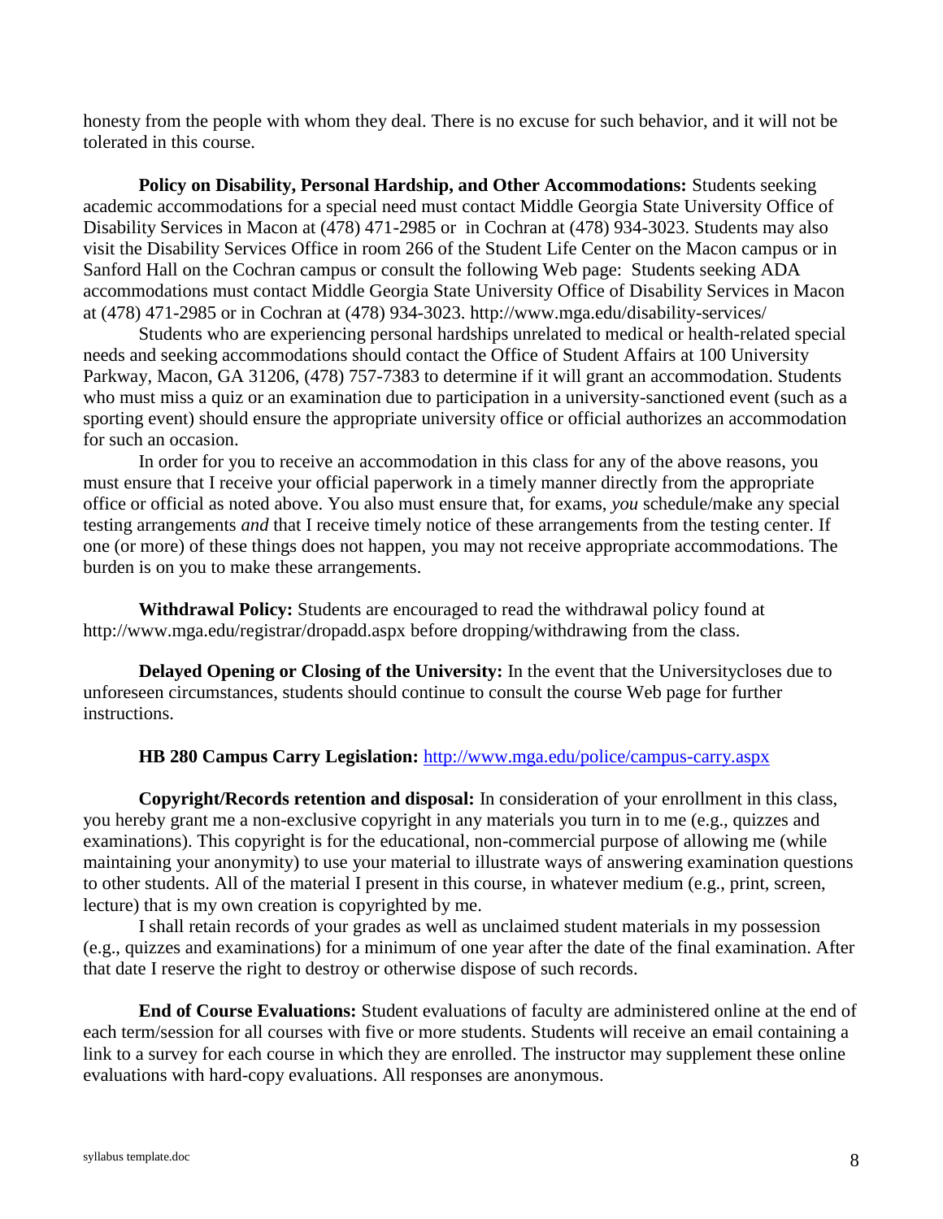honesty from the people with whom they deal. There is no excuse for such behavior, and it will not be tolerated in this course.

**Policy on Disability, Personal Hardship, and Other Accommodations:** Students seeking academic accommodations for a special need must contact Middle Georgia State University Office of Disability Services in Macon at (478) 471-2985 or in Cochran at (478) 934-3023. Students may also visit the Disability Services Office in room 266 of the Student Life Center on the Macon campus or in Sanford Hall on the Cochran campus or consult the following Web page: Students seeking ADA accommodations must contact Middle Georgia State University Office of Disability Services in Macon at (478) 471-2985 or in Cochran at (478) 934-3023. http://www.mga.edu/disability-services/

Students who are experiencing personal hardships unrelated to medical or health-related special needs and seeking accommodations should contact the Office of Student Affairs at 100 University Parkway, Macon, GA 31206, (478) 757-7383 to determine if it will grant an accommodation. Students who must miss a quiz or an examination due to participation in a university-sanctioned event (such as a sporting event) should ensure the appropriate university office or official authorizes an accommodation for such an occasion.

In order for you to receive an accommodation in this class for any of the above reasons, you must ensure that I receive your official paperwork in a timely manner directly from the appropriate office or official as noted above. You also must ensure that, for exams, *you* schedule/make any special testing arrangements *and* that I receive timely notice of these arrangements from the testing center. If one (or more) of these things does not happen, you may not receive appropriate accommodations. The burden is on you to make these arrangements.

**Withdrawal Policy:** Students are encouraged to read the withdrawal policy found at http://www.mga.edu/registrar/dropadd.aspx before dropping/withdrawing from the class.

**Delayed Opening or Closing of the University:** In the event that the Universitycloses due to unforeseen circumstances, students should continue to consult the course Web page for further instructions.

**HB 280 Campus Carry Legislation:** [http://www.mga.edu/police/campus-carry.aspx](http://www.mga.edu/police/campus-carry.aspx)

**Copyright/Records retention and disposal:** In consideration of your enrollment in this class, you hereby grant me a non-exclusive copyright in any materials you turn in to me (e.g., quizzes and examinations). This copyright is for the educational, non-commercial purpose of allowing me (while maintaining your anonymity) to use your material to illustrate ways of answering examination questions to other students. All of the material I present in this course, in whatever medium (e.g., print, screen, lecture) that is my own creation is copyrighted by me.

I shall retain records of your grades as well as unclaimed student materials in my possession (e.g., quizzes and examinations) for a minimum of one year after the date of the final examination. After that date I reserve the right to destroy or otherwise dispose of such records.

**End of Course Evaluations:** Student evaluations of faculty are administered online at the end of each term/session for all courses with five or more students. Students will receive an email containing a link to a survey for each course in which they are enrolled. The instructor may supplement these online evaluations with hard-copy evaluations. All responses are anonymous.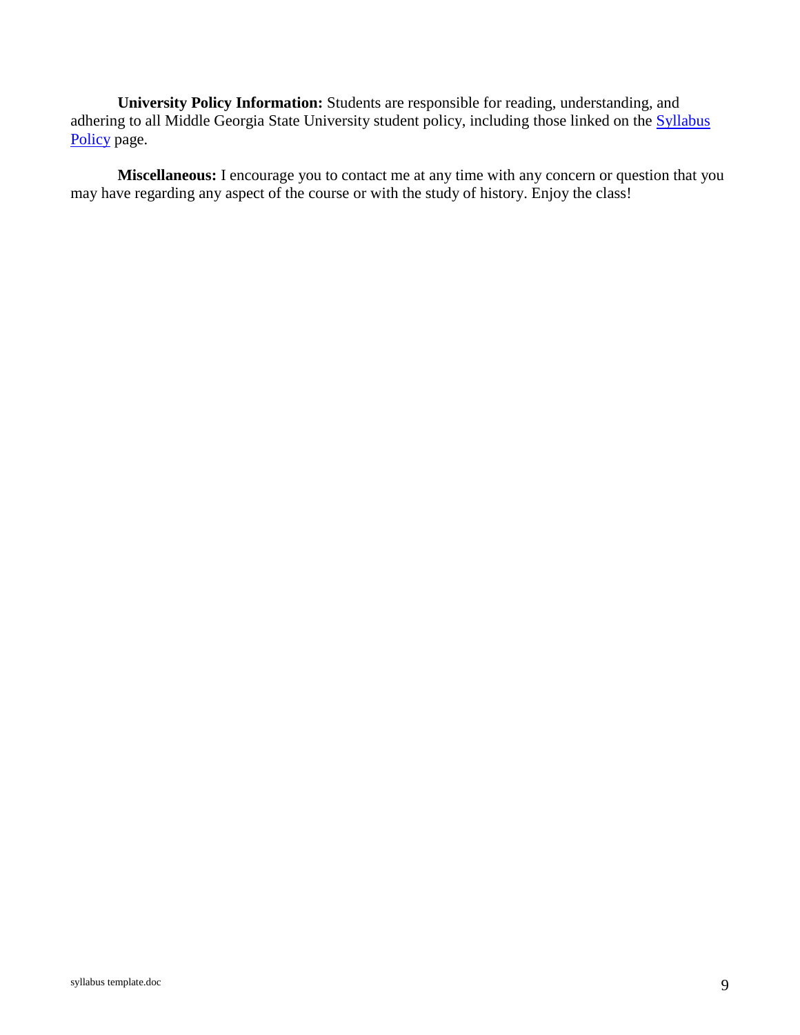**University Policy Information:** Students are responsible for reading, understanding, and adhering to all Middle Georgia State University student policy, including those linked on the Syllabus Policy page.

**Miscellaneous:** I encourage you to contact me at any time with any concern or question that you may have regarding any aspect of the course or with the study of history. Enjoy the class!